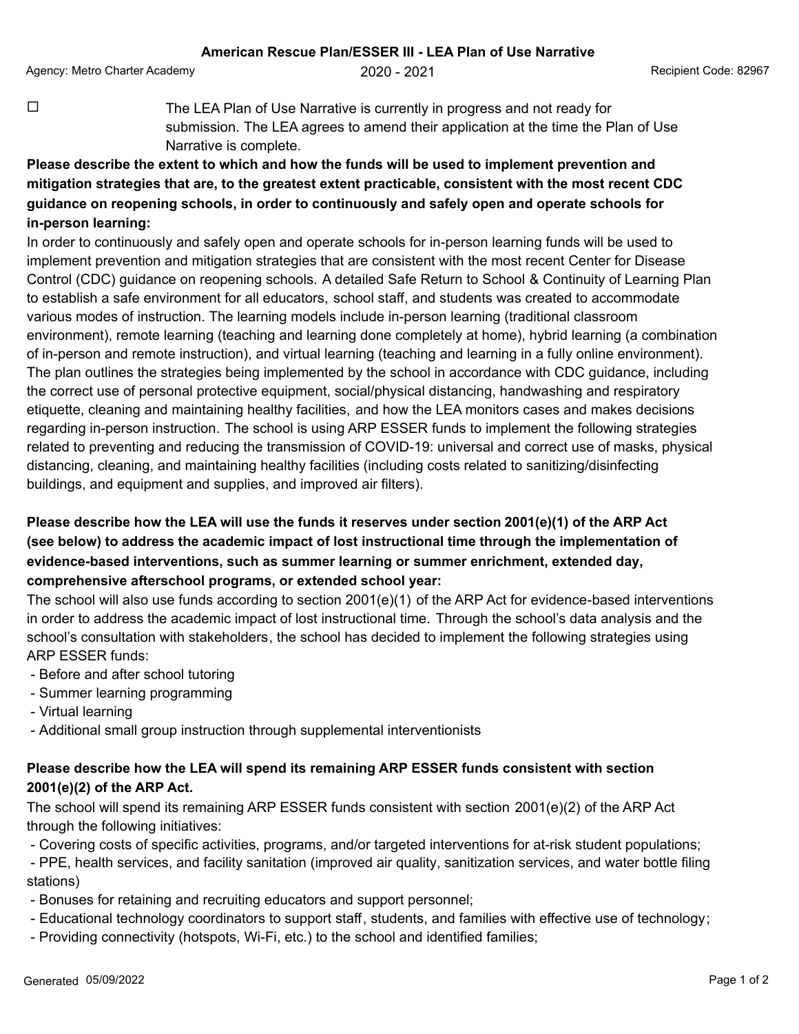# American Rescue Plan/ESSER III - LEA Plan of Use Narrative

Agency: Metro Charter Academy | 2020 - 2021 | Recipient Code: 82967

☐ The LEA Plan of Use Narrative is currently in progress and not ready for submission. The LEA agrees to amend their application at the time the Plan of Use Narrative is complete.

**Please describe the extent to which and how the funds will be used to implement prevention and mitigation strategies that are, to the greatest extent practicable, consistent with the most recent CDC guidance on reopening schools, in order to continuously and safely open and operate schools for in-person learning:**

In order to continuously and safely open and operate schools for in-person learning funds will be used to implement prevention and mitigation strategies that are consistent with the most recent Center for Disease Control (CDC) guidance on reopening schools. A detailed Safe Return to School & Continuity of Learning Plan to establish a safe environment for all educators, school staff, and students was created to accommodate various modes of instruction. The learning models include in-person learning (traditional classroom environment), remote learning (teaching and learning done completely at home), hybrid learning (a combination of in-person and remote instruction), and virtual learning (teaching and learning in a fully online environment). The plan outlines the strategies being implemented by the school in accordance with CDC guidance, including the correct use of personal protective equipment, social/physical distancing, handwashing and respiratory etiquette, cleaning and maintaining healthy facilities, and how the LEA monitors cases and makes decisions regarding in-person instruction. The school is using ARP ESSER funds to implement the following strategies related to preventing and reducing the transmission of COVID-19: universal and correct use of masks, physical distancing, cleaning, and maintaining healthy facilities (including costs related to sanitizing/disinfecting buildings, and equipment and supplies, and improved air filters).

**Please describe how the LEA will use the funds it reserves under section 2001(e)(1) of the ARP Act (see below) to address the academic impact of lost instructional time through the implementation of evidence-based interventions, such as summer learning or summer enrichment, extended day, comprehensive afterschool programs, or extended school year:**

The school will also use funds according to section 2001(e)(1) of the ARP Act for evidence-based interventions in order to address the academic impact of lost instructional time. Through the school's data analysis and the school's consultation with stakeholders, the school has decided to implement the following strategies using ARP ESSER funds:

- Before and after school tutoring
- Summer learning programming
- Virtual learning
- Additional small group instruction through supplemental interventionists

**Please describe how the LEA will spend its remaining ARP ESSER funds consistent with section 2001(e)(2) of the ARP Act.**

The school will spend its remaining ARP ESSER funds consistent with section 2001(e)(2) of the ARP Act through the following initiatives:

- Covering costs of specific activities, programs, and/or targeted interventions for at-risk student populations;
- PPE, health services, and facility sanitation (improved air quality, sanitization services, and water bottle filing stations)
- Bonuses for retaining and recruiting educators and support personnel;
- Educational technology coordinators to support staff, students, and families with effective use of technology;
- Providing connectivity (hotspots, Wi-Fi, etc.) to the school and identified families;

Generated 05/09/2022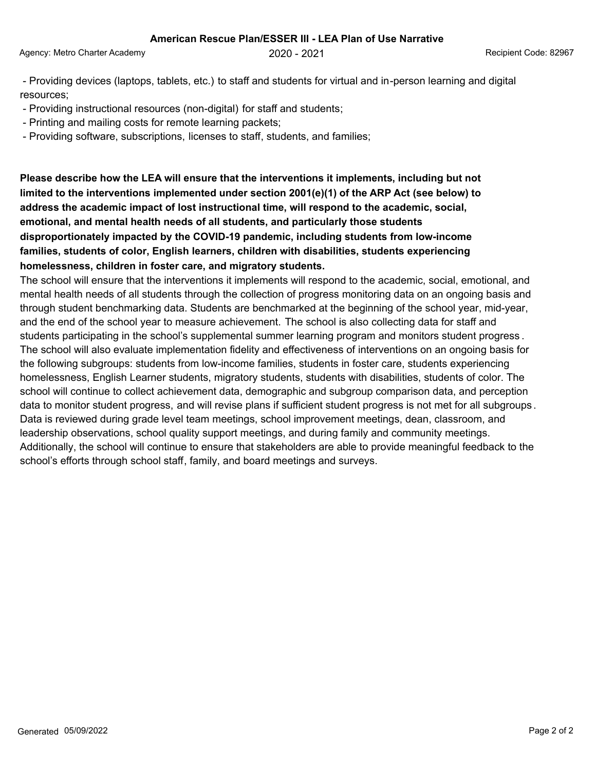- Providing devices (laptops, tablets, etc.) to staff and students for virtual and in-person learning and digital resources;
- Providing instructional resources (non-digital) for staff and students;
- Printing and mailing costs for remote learning packets;
- Providing software, subscriptions, licenses to staff, students, and families;

**Please describe how the LEA will ensure that the interventions it implements, including but not limited to the interventions implemented under section 2001(e)(1) of the ARP Act (see below) to address the academic impact of lost instructional time, will respond to the academic, social, emotional, and mental health needs of all students, and particularly those students disproportionately impacted by the COVID-19 pandemic, including students from low-income families, students of color, English learners, children with disabilities, students experiencing homelessness, children in foster care, and migratory students.**

The school will ensure that the interventions it implements will respond to the academic, social, emotional, and mental health needs of all students through the collection of progress monitoring data on an ongoing basis and through student benchmarking data. Students are benchmarked at the beginning of the school year, mid-year, and the end of the school year to measure achievement. The school is also collecting data for staff and students participating in the school's supplemental summer learning program and monitors student progress. The school will also evaluate implementation fidelity and effectiveness of interventions on an ongoing basis for the following subgroups: students from low-income families, students in foster care, students experiencing homelessness, English Learner students, migratory students, students with disabilities, students of color. The school will continue to collect achievement data, demographic and subgroup comparison data, and perception data to monitor student progress, and will revise plans if sufficient student progress is not met for all subgroups. Data is reviewed during grade level team meetings, school improvement meetings, dean, classroom, and leadership observations, school quality support meetings, and during family and community meetings. Additionally, the school will continue to ensure that stakeholders are able to provide meaningful feedback to the school's efforts through school staff, family, and board meetings and surveys.